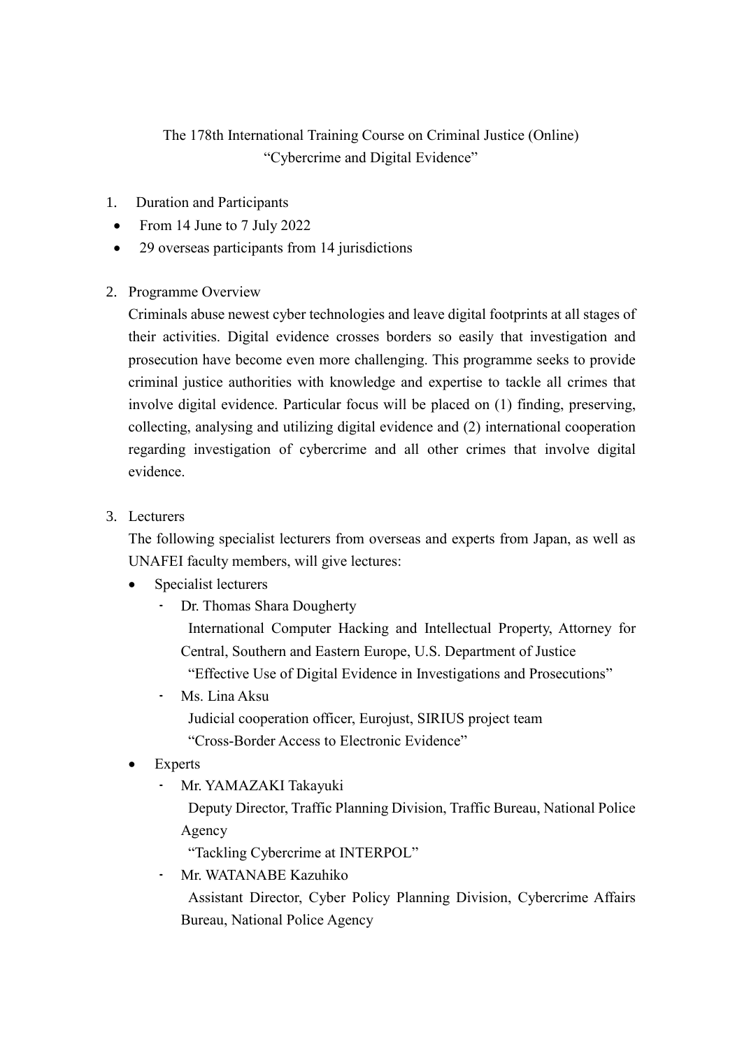# The 178th International Training Course on Criminal Justice (Online)
# "Cybercrime and Digital Evidence"

1. Duration and Participants
   - From 14 June to 7 July 2022
   - 29 overseas participants from 14 jurisdictions

2. Programme Overview

   Criminals abuse newest cyber technologies and leave digital footprints at all stages of their activities. Digital evidence crosses borders so easily that investigation and prosecution have become even more challenging. This programme seeks to provide criminal justice authorities with knowledge and expertise to tackle all crimes that involve digital evidence. Particular focus will be placed on (1) finding, preserving, collecting, analysing and utilizing digital evidence and (2) international cooperation regarding investigation of cybercrime and all other crimes that involve digital evidence.

3. Lecturers

   The following specialist lecturers from overseas and experts from Japan, as well as UNAFEI faculty members, will give lectures:

   - Specialist lecturers
     - Dr. Thomas Shara Dougherty
       International Computer Hacking and Intellectual Property, Attorney for Central, Southern and Eastern Europe, U.S. Department of Justice
       "Effective Use of Digital Evidence in Investigations and Prosecutions"
     - Ms. Lina Aksu
       Judicial cooperation officer, Eurojust, SIRIUS project team
       "Cross-Border Access to Electronic Evidence"
   - Experts
     - Mr. YAMAZAKI Takayuki
       Deputy Director, Traffic Planning Division, Traffic Bureau, National Police Agency
       "Tackling Cybercrime at INTERPOL"
     - Mr. WATANABE Kazuhiko
       Assistant Director, Cyber Policy Planning Division, Cybercrime Affairs Bureau, National Police Agency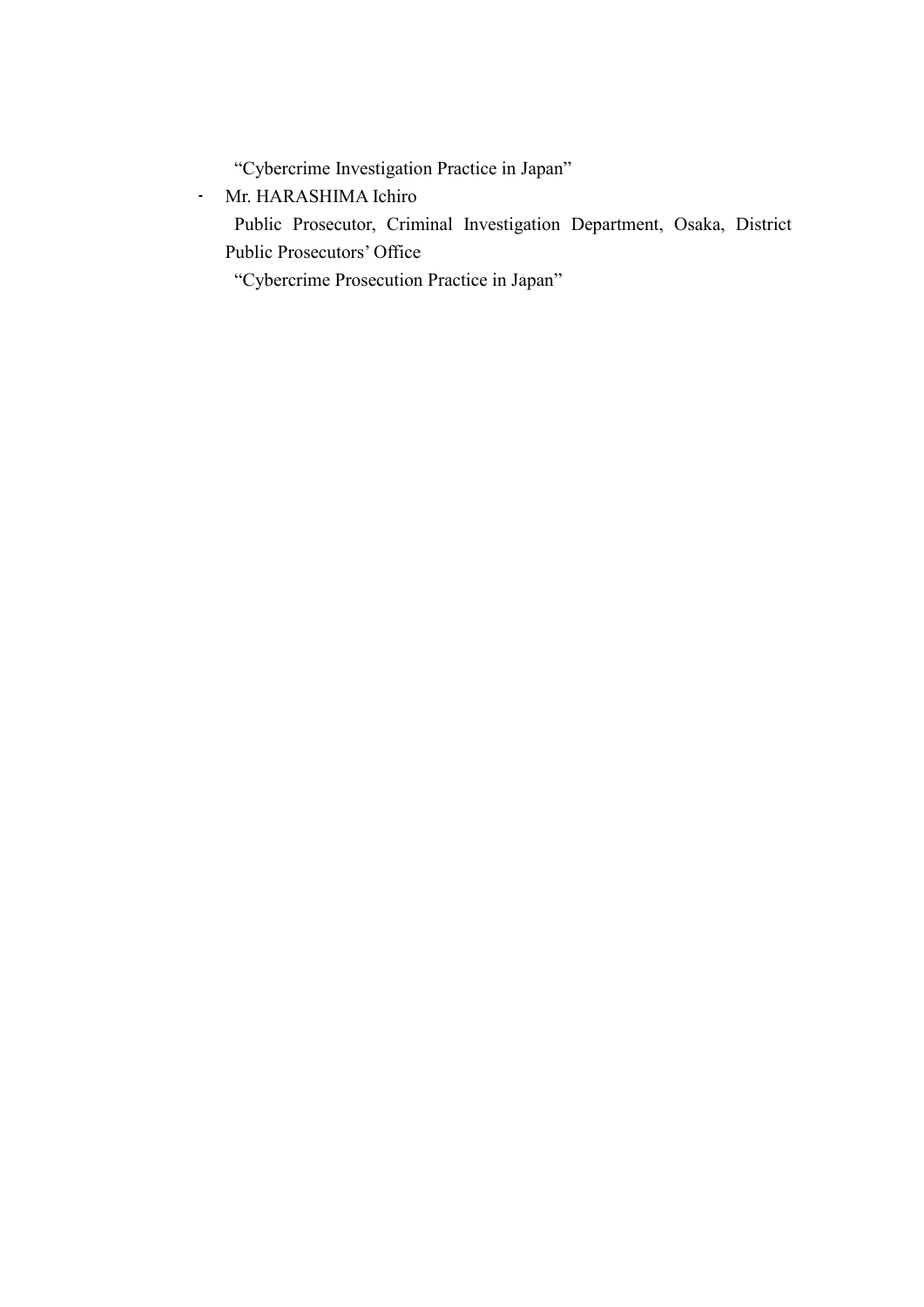"Cybercrime Investigation Practice in Japan"

- Mr. HARASHIMA Ichiro

  Public Prosecutor, Criminal Investigation Department, Osaka, District Public Prosecutors' Office

  "Cybercrime Prosecution Practice in Japan"